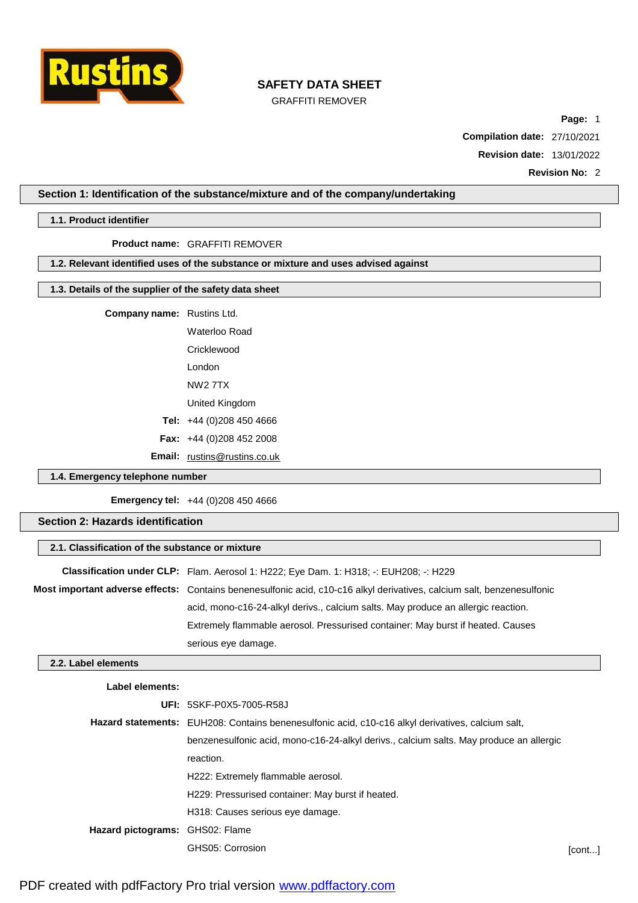# SAFETY DATA SHEET

GRAFFITI REMOVER

**Compilation date:** 27/10/2021

**Revision date:** 13/01/2022

**Revision No:** 2

## Section 1: Identification of the substance/mixture and of the company/undertaking

### 1.1. Product identifier

**Product name:** GRAFFITI REMOVER

### 1.2. Relevant identified uses of the substance or mixture and uses advised against

### 1.3. Details of the supplier of the safety data sheet

**Company name:** Rustins Ltd.

Waterloo Road

Cricklewood

London

NW2 7TX

United Kingdom

**Tel:** +44 (0)208 450 4666

**Fax:** +44 (0)208 452 2008

**Email:** rustins@rustins.co.uk

### 1.4. Emergency telephone number

**Emergency tel:** +44 (0)208 450 4666

## Section 2: Hazards identification

### 2.1. Classification of the substance or mixture

**Classification under CLP:** Flam. Aerosol 1: H222; Eye Dam. 1: H318; -: EUH208; -: H229

**Most important adverse effects:** Contains benenesulfonic acid, c10-c16 alkyl derivatives, calcium salt, benzenesulfonic acid, mono-c16-24-alkyl derivs., calcium salts. May produce an allergic reaction. Extremely flammable aerosol. Pressurised container: May burst if heated. Causes serious eye damage.

### 2.2. Label elements

**Label elements:**

**UFI:** 5SKF-P0X5-7005-R58J

**Hazard statements:** EUH208: Contains benenesulfonic acid, c10-c16 alkyl derivatives, calcium salt, benzenesulfonic acid, mono-c16-24-alkyl derivs., calcium salts. May produce an allergic reaction.

H222: Extremely flammable aerosol.

H229: Pressurised container: May burst if heated.

H318: Causes serious eye damage.

**Hazard pictograms:** GHS02: Flame

GHS05: Corrosion

[cont...]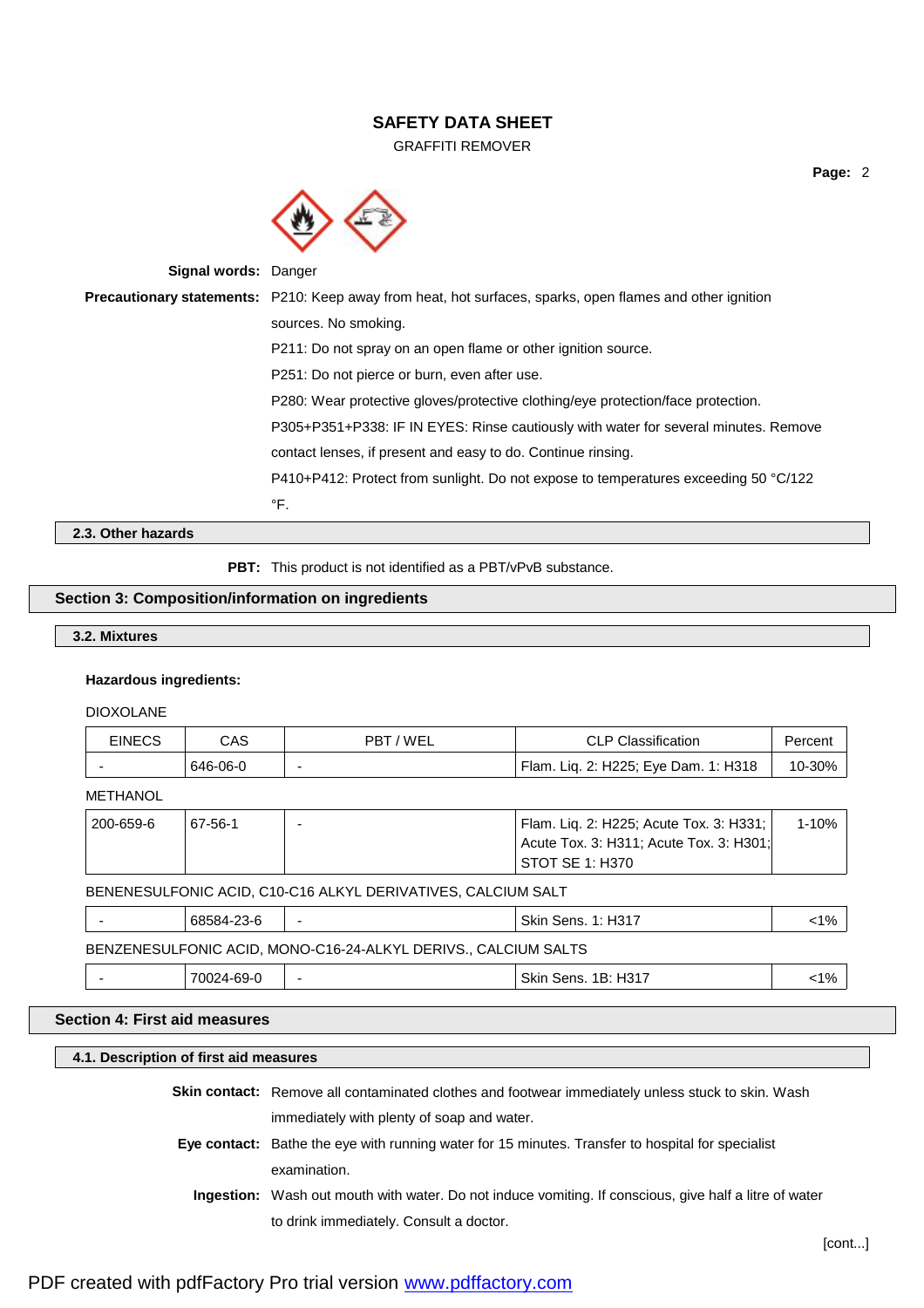**Signal words:** Danger

**Precautionary statements:** P210: Keep away from heat, hot surfaces, sparks, open flames and other ignition sources. No smoking.

P211: Do not spray on an open flame or other ignition source.

P251: Do not pierce or burn, even after use.

P280: Wear protective gloves/protective clothing/eye protection/face protection.

P305+P351+P338: IF IN EYES: Rinse cautiously with water for several minutes. Remove contact lenses, if present and easy to do. Continue rinsing.

P410+P412: Protect from sunlight. Do not expose to temperatures exceeding 50 °C/122 °F.

### 2.3. Other hazards

**PBT:** This product is not identified as a PBT/vPvB substance.

## Section 3: Composition/information on ingredients

### 3.2. Mixtures

**Hazardous ingredients:**

DIOXOLANE

| EINECS | CAS | PBT / WEL | CLP Classification | Percent |
| --- | --- | --- | --- | --- |
| - | 646-06-0 | - | Flam. Liq. 2: H225; Eye Dam. 1: H318 | 10-30% |

METHANOL

| EINECS | CAS | PBT / WEL | CLP Classification | Percent |
| --- | --- | --- | --- | --- |
| 200-659-6 | 67-56-1 | - | Flam. Liq. 2: H225; Acute Tox. 3: H331; Acute Tox. 3: H311; Acute Tox. 3: H301; STOT SE 1: H370 | 1-10% |

BENENESULFONIC ACID, C10-C16 ALKYL DERIVATIVES, CALCIUM SALT

| EINECS | CAS | PBT / WEL | CLP Classification | Percent |
| --- | --- | --- | --- | --- |
| - | 68584-23-6 | - | Skin Sens. 1: H317 | <1% |

BENZENESULFONIC ACID, MONO-C16-24-ALKYL DERIVS., CALCIUM SALTS

| EINECS | CAS | PBT / WEL | CLP Classification | Percent |
| --- | --- | --- | --- | --- |
| - | 70024-69-0 | - | Skin Sens. 1B: H317 | <1% |

## Section 4: First aid measures

### 4.1. Description of first aid measures

**Skin contact:** Remove all contaminated clothes and footwear immediately unless stuck to skin. Wash immediately with plenty of soap and water.

**Eye contact:** Bathe the eye with running water for 15 minutes. Transfer to hospital for specialist examination.

**Ingestion:** Wash out mouth with water. Do not induce vomiting. If conscious, give half a litre of water to drink immediately. Consult a doctor.

[cont...]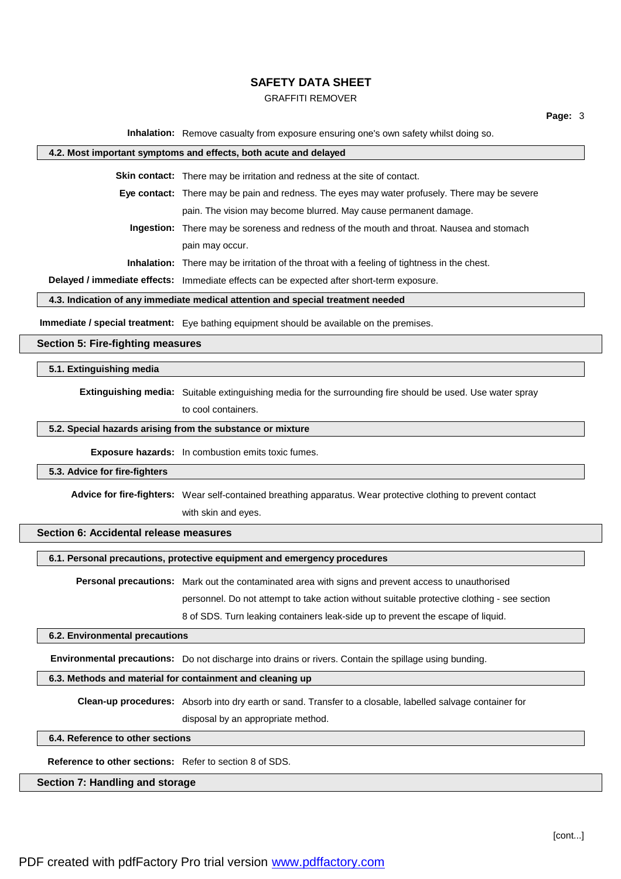**Inhalation:** Remove casualty from exposure ensuring one's own safety whilst doing so.

### 4.2. Most important symptoms and effects, both acute and delayed

**Skin contact:** There may be irritation and redness at the site of contact.

**Eye contact:** There may be pain and redness. The eyes may water profusely. There may be severe pain. The vision may become blurred. May cause permanent damage.

**Ingestion:** There may be soreness and redness of the mouth and throat. Nausea and stomach pain may occur.

**Inhalation:** There may be irritation of the throat with a feeling of tightness in the chest.

**Delayed / immediate effects:** Immediate effects can be expected after short-term exposure.

### 4.3. Indication of any immediate medical attention and special treatment needed

**Immediate / special treatment:** Eye bathing equipment should be available on the premises.

## Section 5: Fire-fighting measures

### 5.1. Extinguishing media

**Extinguishing media:** Suitable extinguishing media for the surrounding fire should be used. Use water spray to cool containers.

### 5.2. Special hazards arising from the substance or mixture

**Exposure hazards:** In combustion emits toxic fumes.

### 5.3. Advice for fire-fighters

**Advice for fire-fighters:** Wear self-contained breathing apparatus. Wear protective clothing to prevent contact with skin and eyes.

## Section 6: Accidental release measures

### 6.1. Personal precautions, protective equipment and emergency procedures

**Personal precautions:** Mark out the contaminated area with signs and prevent access to unauthorised personnel. Do not attempt to take action without suitable protective clothing - see section 8 of SDS. Turn leaking containers leak-side up to prevent the escape of liquid.

### 6.2. Environmental precautions

**Environmental precautions:** Do not discharge into drains or rivers. Contain the spillage using bunding.

### 6.3. Methods and material for containment and cleaning up

**Clean-up procedures:** Absorb into dry earth or sand. Transfer to a closable, labelled salvage container for disposal by an appropriate method.

### 6.4. Reference to other sections

**Reference to other sections:** Refer to section 8 of SDS.

## Section 7: Handling and storage

[cont...]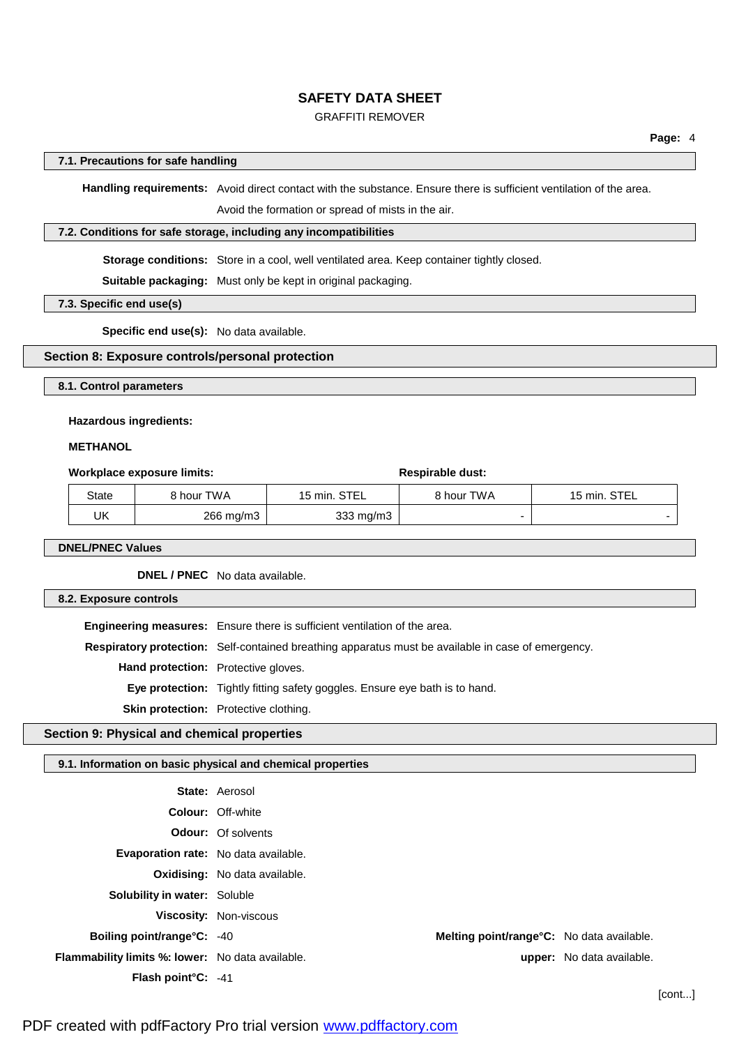### 7.1. Precautions for safe handling

**Handling requirements:** Avoid direct contact with the substance. Ensure there is sufficient ventilation of the area.

Avoid the formation or spread of mists in the air.

### 7.2. Conditions for safe storage, including any incompatibilities

**Storage conditions:** Store in a cool, well ventilated area. Keep container tightly closed.

**Suitable packaging:** Must only be kept in original packaging.

### 7.3. Specific end use(s)

**Specific end use(s):** No data available.

## Section 8: Exposure controls/personal protection

### 8.1. Control parameters

**Hazardous ingredients:**

**METHANOL**

**Workplace exposure limits:** **Respirable dust:**

| State | 8 hour TWA | 15 min. STEL | 8 hour TWA | 15 min. STEL |
|---|---|---|---|---|
| UK | 266 mg/m3 | 333 mg/m3 | - | - |

### DNEL/PNEC Values

**DNEL / PNEC** No data available.

### 8.2. Exposure controls

**Engineering measures:** Ensure there is sufficient ventilation of the area.

**Respiratory protection:** Self-contained breathing apparatus must be available in case of emergency.

**Hand protection:** Protective gloves.

**Eye protection:** Tightly fitting safety goggles. Ensure eye bath is to hand.

**Skin protection:** Protective clothing.

## Section 9: Physical and chemical properties

### 9.1. Information on basic physical and chemical properties

**State:** Aerosol

**Colour:** Off-white

**Odour:** Of solvents

**Evaporation rate:** No data available.

**Oxidising:** No data available.

**Solubility in water:** Soluble

**Viscosity:** Non-viscous

**Boiling point/range°C:** -40

**Melting point/range°C:** No data available.

**Flammability limits %: lower:** No data available.

**upper:** No data available.

**Flash point°C:** -41

[cont...]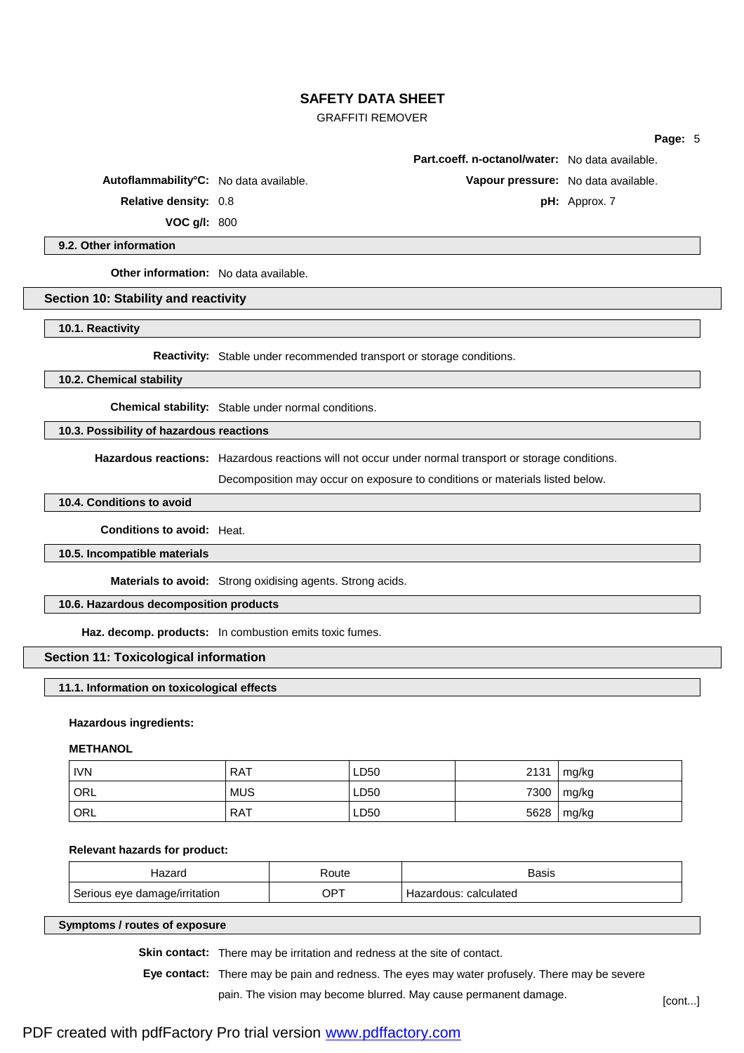**Part.coeff. n-octanol/water:** No data available.

**Autoflammability°C:** No data available.

**Vapour pressure:** No data available.

**Relative density:** 0.8

**pH:** Approx. 7

**VOC g/l:** 800

### 9.2. Other information

**Other information:** No data available.

## Section 10: Stability and reactivity

### 10.1. Reactivity

**Reactivity:** Stable under recommended transport or storage conditions.

### 10.2. Chemical stability

**Chemical stability:** Stable under normal conditions.

### 10.3. Possibility of hazardous reactions

**Hazardous reactions:** Hazardous reactions will not occur under normal transport or storage conditions.

Decomposition may occur on exposure to conditions or materials listed below.

### 10.4. Conditions to avoid

**Conditions to avoid:** Heat.

### 10.5. Incompatible materials

**Materials to avoid:** Strong oxidising agents. Strong acids.

### 10.6. Hazardous decomposition products

**Haz. decomp. products:** In combustion emits toxic fumes.

## Section 11: Toxicological information

### 11.1. Information on toxicological effects

**Hazardous ingredients:**

**METHANOL**

| | | | | |
|---|---|---|---|---|
| IVN | RAT | LD50 | 2131 | mg/kg |
| ORL | MUS | LD50 | 7300 | mg/kg |
| ORL | RAT | LD50 | 5628 | mg/kg |

**Relevant hazards for product:**

| Hazard | Route | Basis |
|---|---|---|
| Serious eye damage/irritation | OPT | Hazardous: calculated |

### Symptoms / routes of exposure

**Skin contact:** There may be irritation and redness at the site of contact.

**Eye contact:** There may be pain and redness. The eyes may water profusely. There may be severe pain. The vision may become blurred. May cause permanent damage.

[cont...]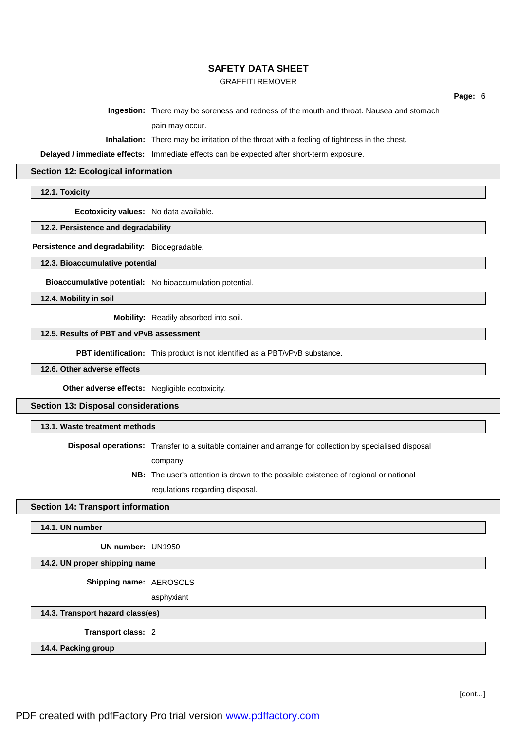**Ingestion:** There may be soreness and redness of the mouth and throat. Nausea and stomach pain may occur.

**Inhalation:** There may be irritation of the throat with a feeling of tightness in the chest.

**Delayed / immediate effects:** Immediate effects can be expected after short-term exposure.

## Section 12: Ecological information

### 12.1. Toxicity

**Ecotoxicity values:** No data available.

### 12.2. Persistence and degradability

**Persistence and degradability:** Biodegradable.

### 12.3. Bioaccumulative potential

**Bioaccumulative potential:** No bioaccumulation potential.

### 12.4. Mobility in soil

**Mobility:** Readily absorbed into soil.

### 12.5. Results of PBT and vPvB assessment

**PBT identification:** This product is not identified as a PBT/vPvB substance.

### 12.6. Other adverse effects

**Other adverse effects:** Negligible ecotoxicity.

## Section 13: Disposal considerations

### 13.1. Waste treatment methods

**Disposal operations:** Transfer to a suitable container and arrange for collection by specialised disposal company.

**NB:** The user's attention is drawn to the possible existence of regional or national regulations regarding disposal.

## Section 14: Transport information

### 14.1. UN number

**UN number:** UN1950

### 14.2. UN proper shipping name

**Shipping name:** AEROSOLS

asphyxiant

### 14.3. Transport hazard class(es)

**Transport class:** 2

### 14.4. Packing group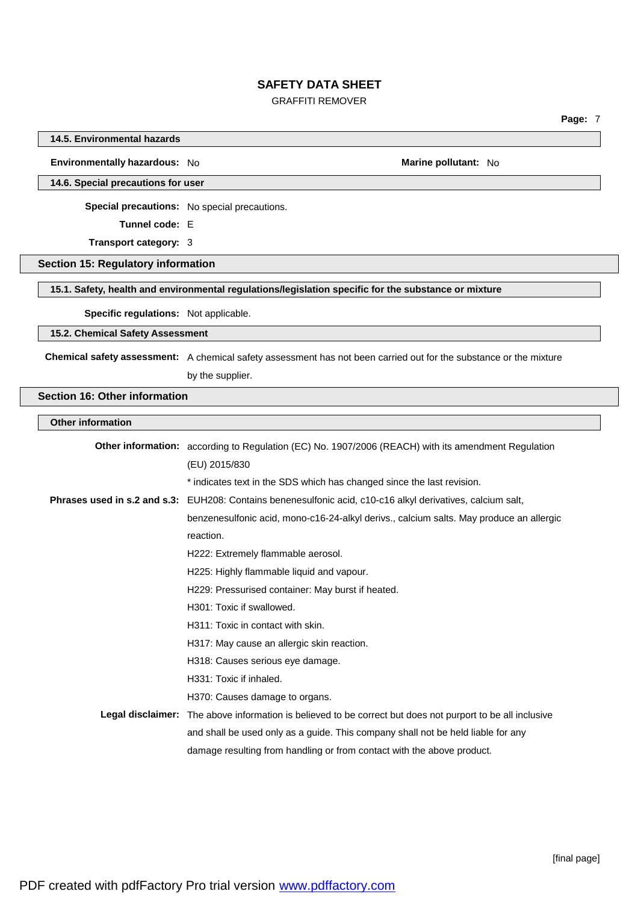#### 14.5. Environmental hazards

**Environmentally hazardous:** No **Marine pollutant:** No

#### 14.6. Special precautions for user

**Special precautions:** No special precautions.

**Tunnel code:** E

**Transport category:** 3

## Section 15: Regulatory information

#### 15.1. Safety, health and environmental regulations/legislation specific for the substance or mixture

**Specific regulations:** Not applicable.

#### 15.2. Chemical Safety Assessment

**Chemical safety assessment:** A chemical safety assessment has not been carried out for the substance or the mixture by the supplier.

## Section 16: Other information

#### Other information

**Other information:** according to Regulation (EC) No. 1907/2006 (REACH) with its amendment Regulation (EU) 2015/830

* indicates text in the SDS which has changed since the last revision.

**Phrases used in s.2 and s.3:** EUH208: Contains benenesulfonic acid, c10-c16 alkyl derivatives, calcium salt, benzenesulfonic acid, mono-c16-24-alkyl derivs., calcium salts. May produce an allergic reaction.

H222: Extremely flammable aerosol.

H225: Highly flammable liquid and vapour.

H229: Pressurised container: May burst if heated.

H301: Toxic if swallowed.

H311: Toxic in contact with skin.

H317: May cause an allergic skin reaction.

H318: Causes serious eye damage.

H331: Toxic if inhaled.

H370: Causes damage to organs.

**Legal disclaimer:** The above information is believed to be correct but does not purport to be all inclusive and shall be used only as a guide. This company shall not be held liable for any damage resulting from handling or from contact with the above product.

[final page]